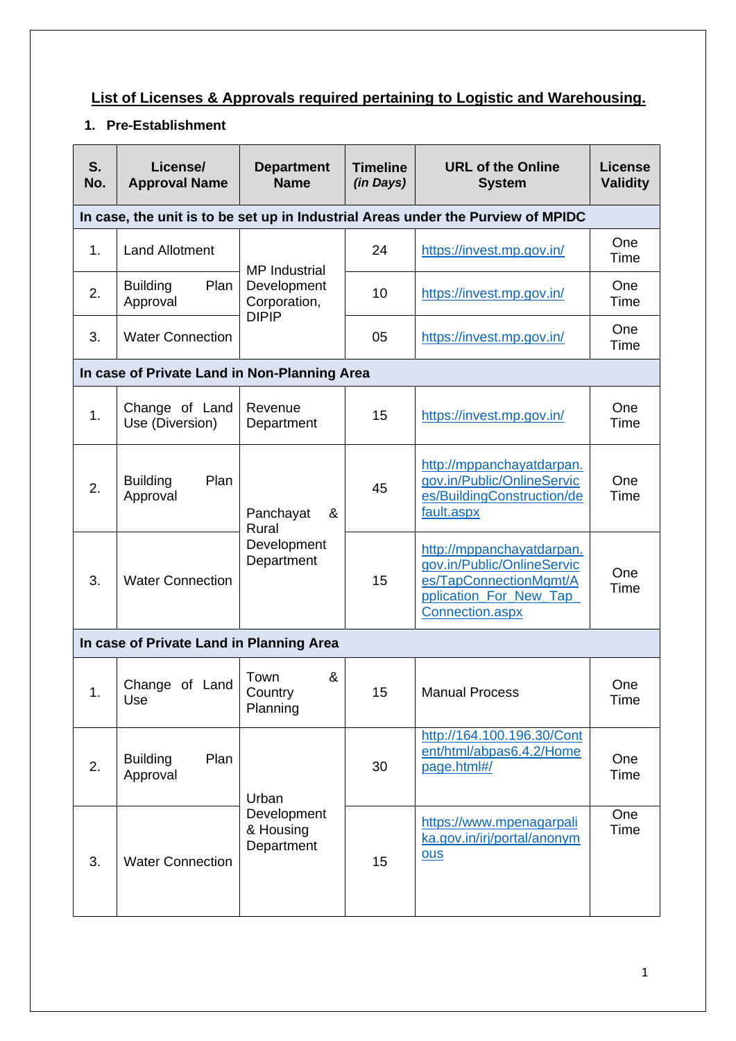## List of Licenses & Approvals required pertaining to Logistic and Warehousing.

### 1. Pre-Establishment

| S. No. | License/ Approval Name | Department Name | Timeline *(in Days)* | URL of the Online System | License Validity |
|---|---|---|---|---|---|
| **In case, the unit is to be set up in Industrial Areas under the Purview of MPIDC** | | | | | |
| 1. | Land Allotment | MP Industrial Development Corporation, DIPIP | 24 | https://invest.mp.gov.in/ | One Time |
| 2. | Building Plan Approval | | 10 | https://invest.mp.gov.in/ | One Time |
| 3. | Water Connection | | 05 | https://invest.mp.gov.in/ | One Time |
| **In case of Private Land in Non-Planning Area** | | | | | |
| 1. | Change of Land Use (Diversion) | Revenue Department | 15 | https://invest.mp.gov.in/ | One Time |
| 2. | Building Plan Approval | Panchayat & Rural Development Department | 45 | http://mppanchayatdarpan.gov.in/Public/OnlineServices/BuildingConstruction/default.aspx | One Time |
| 3. | Water Connection | | 15 | http://mppanchayatdarpan.gov.in/Public/OnlineServices/TapConnectionMgmt/Application_For_New_Tap_Connection.aspx | One Time |
| **In case of Private Land in Planning Area** | | | | | |
| 1. | Change of Land Use | Town & Country Planning | 15 | Manual Process | One Time |
| 2. | Building Plan Approval | Urban Development & Housing Department | 30 | http://164.100.196.30/Content/html/abpas6.4.2/Homepage.html#/ | One Time |
| 3. | Water Connection | | 15 | https://www.mpenagarpalika.gov.in/irj/portal/anonymous | One Time |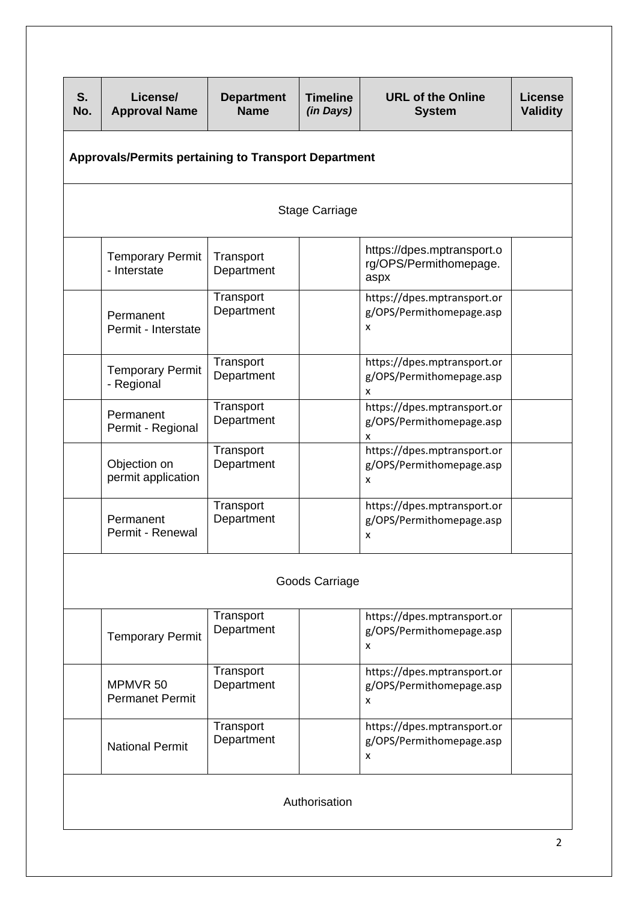| S. No. | License/ Approval Name | Department Name | Timeline *(in Days)* | URL of the Online System | License Validity |
|---|---|---|---|---|---|
| **Approvals/Permits pertaining to Transport Department** | | | | | |
| Stage Carriage | | | | | |
| | Temporary Permit - Interstate | Transport Department | | https://dpes.mptransport.org/OPS/Permithomepage.aspx | |
| | Permanent Permit - Interstate | Transport Department | | https://dpes.mptransport.org/OPS/Permithomepage.aspx | |
| | Temporary Permit - Regional | Transport Department | | https://dpes.mptransport.org/OPS/Permithomepage.aspx | |
| | Permanent Permit - Regional | Transport Department | | https://dpes.mptransport.org/OPS/Permithomepage.aspx | |
| | Objection on permit application | Transport Department | | https://dpes.mptransport.org/OPS/Permithomepage.aspx | |
| | Permanent Permit - Renewal | Transport Department | | https://dpes.mptransport.org/OPS/Permithomepage.aspx | |
| Goods Carriage | | | | | |
| | Temporary Permit | Transport Department | | https://dpes.mptransport.org/OPS/Permithomepage.aspx | |
| | MPMVR 50 Permanet Permit | Transport Department | | https://dpes.mptransport.org/OPS/Permithomepage.aspx | |
| | National Permit | Transport Department | | https://dpes.mptransport.org/OPS/Permithomepage.aspx | |
| Authorisation | | | | | |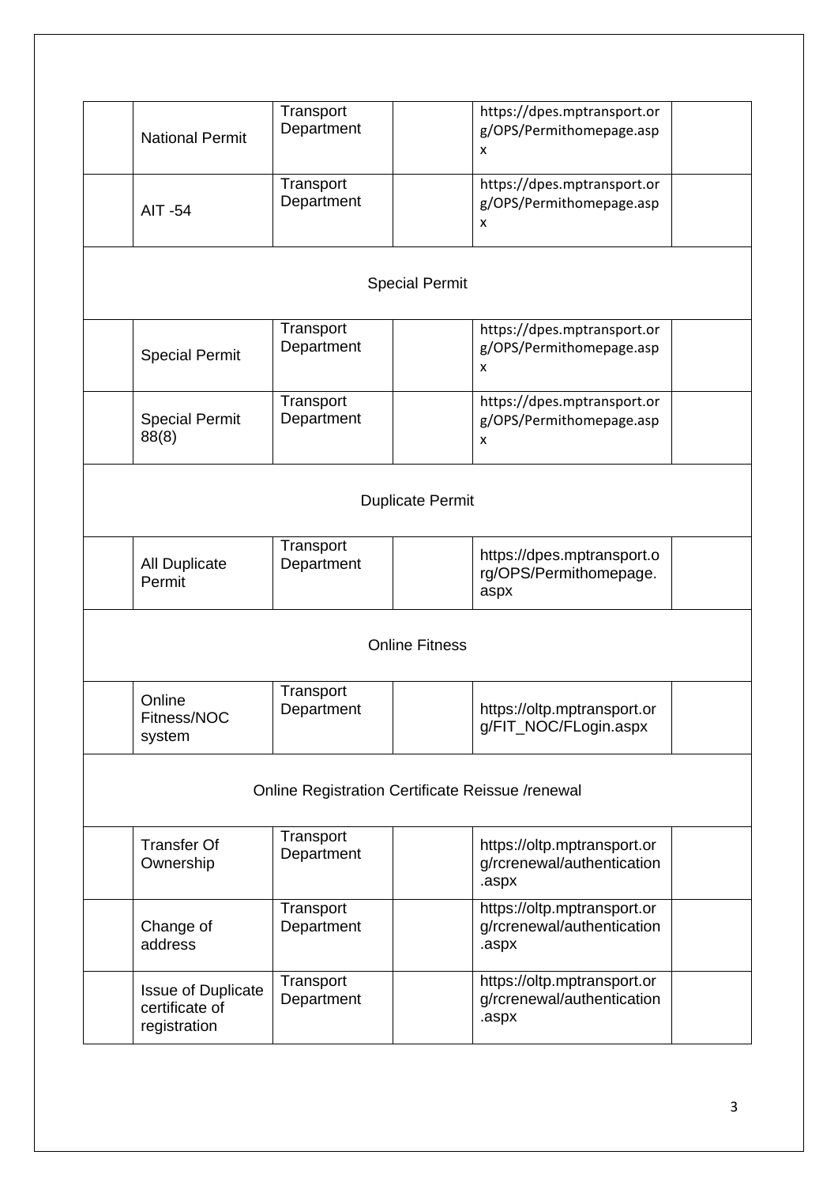|  |  |  |  |  |  |
|---|---|---|---|---|---|
|  | National Permit | Transport Department |  | https://dpes.mptransport.org/OPS/Permithomepage.aspx |  |
|  | AIT -54 | Transport Department |  | https://dpes.mptransport.org/OPS/Permithomepage.aspx |  |
| Special Permit | | | | | |
|  | Special Permit | Transport Department |  | https://dpes.mptransport.org/OPS/Permithomepage.aspx |  |
|  | Special Permit 88(8) | Transport Department |  | https://dpes.mptransport.org/OPS/Permithomepage.aspx |  |
| Duplicate Permit | | | | | |
|  | All Duplicate Permit | Transport Department |  | https://dpes.mptransport.org/OPS/Permithomepage.aspx |  |
| Online Fitness | | | | | |
|  | Online Fitness/NOC system | Transport Department |  | https://oltp.mptransport.org/FIT_NOC/FLogin.aspx |  |
| Online Registration Certificate Reissue /renewal | | | | | |
|  | Transfer Of Ownership | Transport Department |  | https://oltp.mptransport.org/rcrenewal/authentication.aspx |  |
|  | Change of address | Transport Department |  | https://oltp.mptransport.org/rcrenewal/authentication.aspx |  |
|  | Issue of Duplicate certificate of registration | Transport Department |  | https://oltp.mptransport.org/rcrenewal/authentication.aspx |  |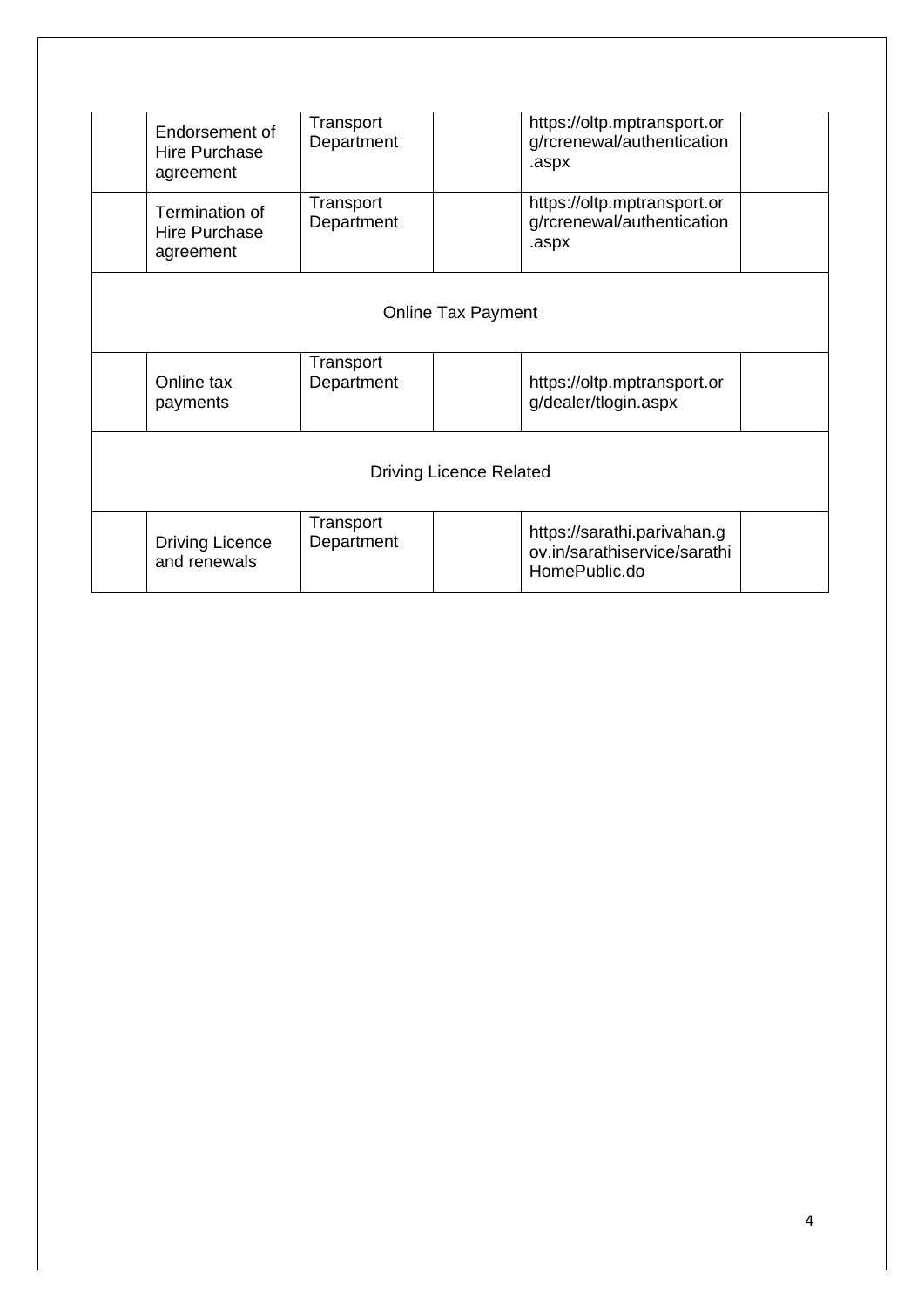| | | | | | |
|---|---|---|---|---|---|
| | Endorsement of Hire Purchase agreement | Transport Department | | https://oltp.mptransport.org/rcrenewal/authentication.aspx | |
| | Termination of Hire Purchase agreement | Transport Department | | https://oltp.mptransport.org/rcrenewal/authentication.aspx | |
| Online Tax Payment | | | | | |
| | Online tax payments | Transport Department | | https://oltp.mptransport.org/dealer/tlogin.aspx | |
| Driving Licence Related | | | | | |
| | Driving Licence and renewals | Transport Department | | https://sarathi.parivahan.gov.in/sarathiservice/sarathiHomePublic.do | |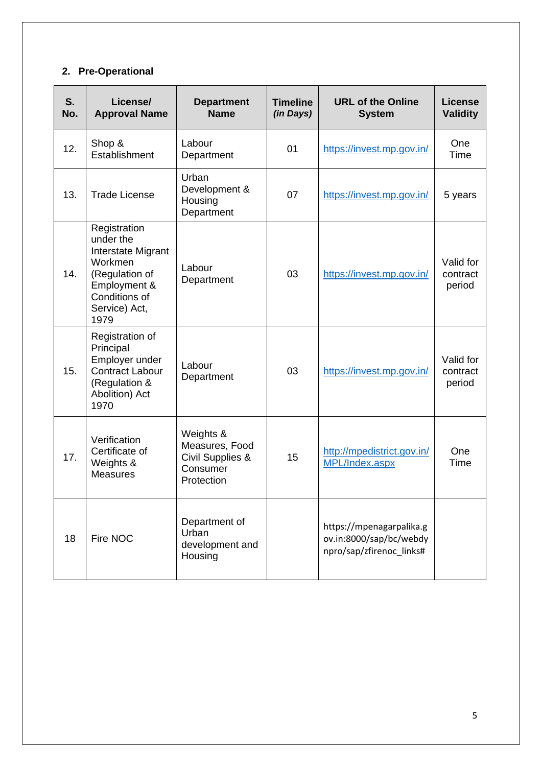## 2. Pre-Operational

| S. No. | License/ Approval Name | Department Name | Timeline *(in Days)* | URL of the Online System | License Validity |
|---|---|---|---|---|---|
| 12. | Shop & Establishment | Labour Department | 01 | https://invest.mp.gov.in/ | One Time |
| 13. | Trade License | Urban Development & Housing Department | 07 | https://invest.mp.gov.in/ | 5 years |
| 14. | Registration under the Interstate Migrant Workmen (Regulation of Employment & Conditions of Service) Act, 1979 | Labour Department | 03 | https://invest.mp.gov.in/ | Valid for contract period |
| 15. | Registration of Principal Employer under Contract Labour (Regulation & Abolition) Act 1970 | Labour Department | 03 | https://invest.mp.gov.in/ | Valid for contract period |
| 17. | Verification Certificate of Weights & Measures | Weights & Measures, Food Civil Supplies & Consumer Protection | 15 | http://mpedistrict.gov.in/MPL/Index.aspx | One Time |
| 18 | Fire NOC | Department of Urban development and Housing | | https://mpenagarpalika.gov.in:8000/sap/bc/webdynpro/sap/zfirenoc_links# | |